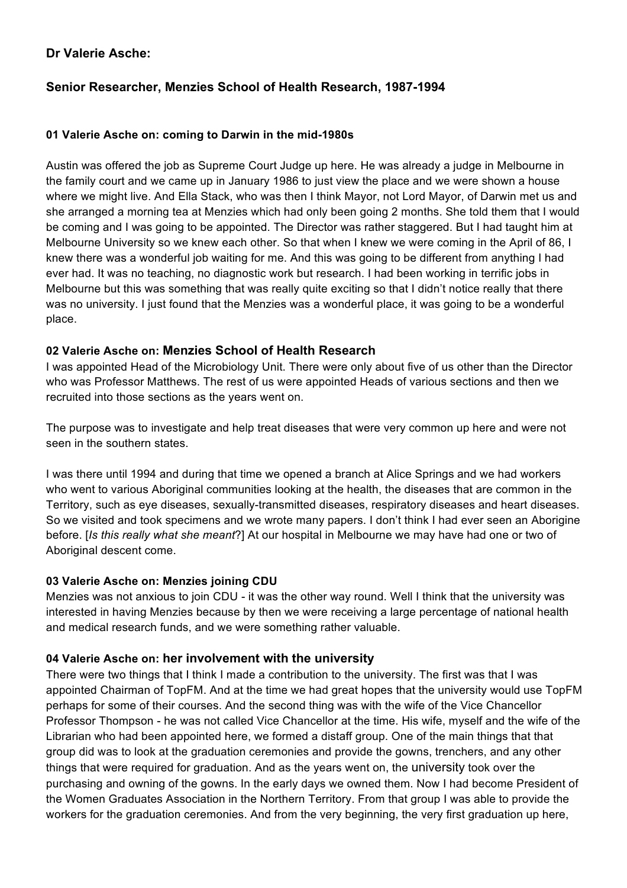## Dr Valerie Asche:

## Senior Researcher, Menzies School of Health Research, 1987-1994

#### 01 Valerie Asche on: coming to Darwin in the mid-1980s

Austin was offered the job as Supreme Court Judge up here. He was already a judge in Melbourne in the family court and we came up in January 1986 to just view the place and we were shown a house where we might live. And Ella Stack, who was then I think Mayor, not Lord Mayor, of Darwin met us and she arranged a morning tea at Menzies which had only been going 2 months. She told them that I would be coming and I was going to be appointed. The Director was rather staggered. But I had taught him at Melbourne University so we knew each other. So that when I knew we were coming in the April of 86, I knew there was a wonderful job waiting for me. And this was going to be different from anything I had ever had. It was no teaching, no diagnostic work but research. I had been working in terrific jobs in Melbourne but this was something that was really quite exciting so that I didn't notice really that there was no university. I just found that the Menzies was a wonderful place, it was going to be a wonderful place.

#### 02 Valerie Asche on: Menzies School of Health Research

I was appointed Head of the Microbiology Unit. There were only about five of us other than the Director who was Professor Matthews. The rest of us were appointed Heads of various sections and then we recruited into those sections as the years went on.

The purpose was to investigate and help treat diseases that were very common up here and were not seen in the southern states.

I was there until 1994 and during that time we opened a branch at Alice Springs and we had workers who went to various Aboriginal communities looking at the health, the diseases that are common in the Territory, such as eye diseases, sexually-transmitted diseases, respiratory diseases and heart diseases. So we visited and took specimens and we wrote many papers. I don't think I had ever seen an Aborigine before. [*Is this really what she meant*?] At our hospital in Melbourne we may have had one or two of Aboriginal descent come.

#### 03 Valerie Asche on: Menzies joining CDU

Menzies was not anxious to join CDU - it was the other way round. Well I think that the university was interested in having Menzies because by then we were receiving a large percentage of national health and medical research funds, and we were something rather valuable.

#### 04 Valerie Asche on: her involvement with the university

There were two things that I think I made a contribution to the university. The first was that I was appointed Chairman of TopFM. And at the time we had great hopes that the university would use TopFM perhaps for some of their courses. And the second thing was with the wife of the Vice Chancellor Professor Thompson - he was not called Vice Chancellor at the time. His wife, myself and the wife of the Librarian who had been appointed here, we formed a distaff group. One of the main things that that group did was to look at the graduation ceremonies and provide the gowns, trenchers, and any other things that were required for graduation. And as the years went on, the university took over the purchasing and owning of the gowns. In the early days we owned them. Now I had become President of the Women Graduates Association in the Northern Territory. From that group I was able to provide the workers for the graduation ceremonies. And from the very beginning, the very first graduation up here,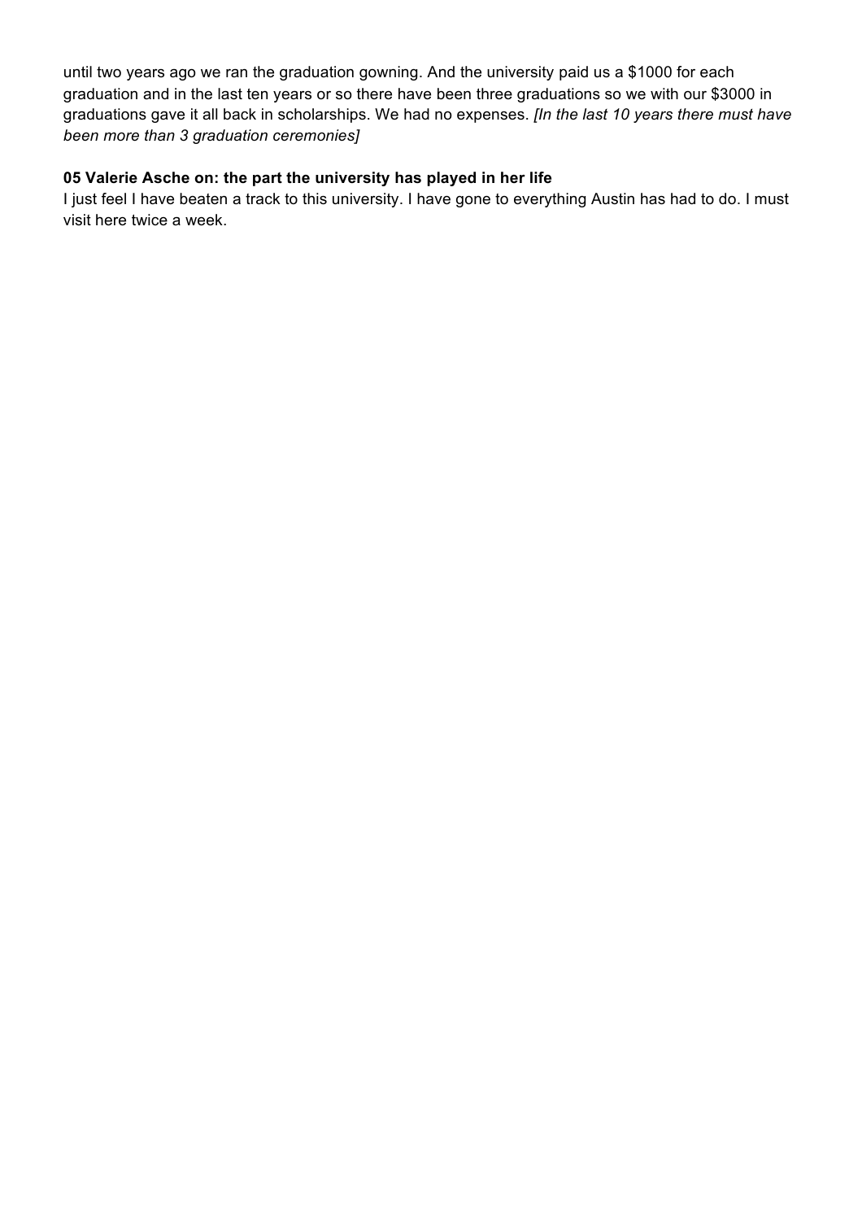until two years ago we ran the graduation gowning. And the university paid us a $1000 for each graduation and in the last ten years or so there have been three graduations so we with our $3000 in graduations gave it all back in scholarships. We had no expenses. *[In the last 10 years there must have been more than 3 graduation ceremonies]*

**05 Valerie Asche on: the part the university has played in her life**

I just feel I have beaten a track to this university. I have gone to everything Austin has had to do. I must visit here twice a week.